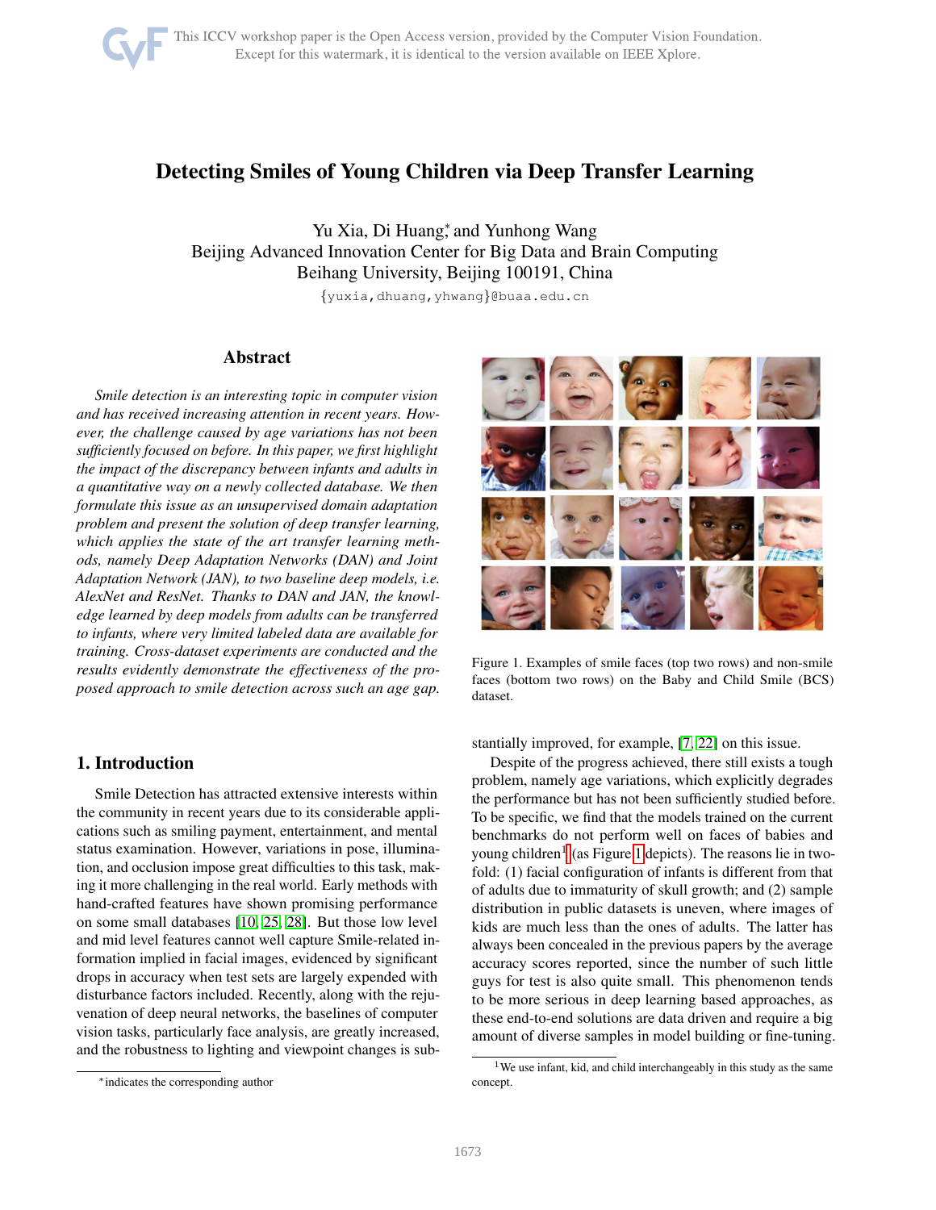# Detecting Smiles of Young Children via Deep Transfer Learning

Yu Xia, Di Huang[*] and Yunhong Wang
Beijing Advanced Innovation Center for Big Data and Brain Computing
Beihang University, Beijing 100191, China
{yuxia,dhuang,yhwang}@buaa.edu.cn

## Abstract

*Smile detection is an interesting topic in computer vision and has received increasing attention in recent years. However, the challenge caused by age variations has not been sufficiently focused on before. In this paper, we first highlight the impact of the discrepancy between infants and adults in a quantitative way on a newly collected database. We then formulate this issue as an unsupervised domain adaptation problem and present the solution of deep transfer learning, which applies the state of the art transfer learning methods, namely Deep Adaptation Networks (DAN) and Joint Adaptation Network (JAN), to two baseline deep models, i.e. AlexNet and ResNet. Thanks to DAN and JAN, the knowledge learned by deep models from adults can be transferred to infants, where very limited labeled data are available for training. Cross-dataset experiments are conducted and the results evidently demonstrate the effectiveness of the proposed approach to smile detection across such an age gap.*

Figure 1. Examples of smile faces (top two rows) and non-smile faces (bottom two rows) on the Baby and Child Smile (BCS) dataset.

## 1. Introduction

Smile Detection has attracted extensive interests within the community in recent years due to its considerable applications such as smiling payment, entertainment, and mental status examination. However, variations in pose, illumination, and occlusion impose great difficulties to this task, making it more challenging in the real world. Early methods with hand-crafted features have shown promising performance on some small databases [10, 25, 28]. But those low level and mid level features cannot well capture Smile-related information implied in facial images, evidenced by significant drops in accuracy when test sets are largely expended with disturbance factors included. Recently, along with the rejuvenation of deep neural networks, the baselines of computer vision tasks, particularly face analysis, are greatly increased, and the robustness to lighting and viewpoint changes is substantially improved, for example, [7, 22] on this issue.

Despite of the progress achieved, there still exists a tough problem, namely age variations, which explicitly degrades the performance but has not been sufficiently studied before. To be specific, we find that the models trained on the current benchmarks do not perform well on faces of babies and young children[1] (as Figure 1 depicts). The reasons lie in two-fold: (1) facial configuration of infants is different from that of adults due to immaturity of skull growth; and (2) sample distribution in public datasets is uneven, where images of kids are much less than the ones of adults. The latter has always been concealed in the previous papers by the average accuracy scores reported, since the number of such little guys for test is also quite small. This phenomenon tends to be more serious in deep learning based approaches, as these end-to-end solutions are data driven and require a big amount of diverse samples in model building or fine-tuning.

[*] indicates the corresponding author

[1] We use infant, kid, and child interchangeably in this study as the same concept.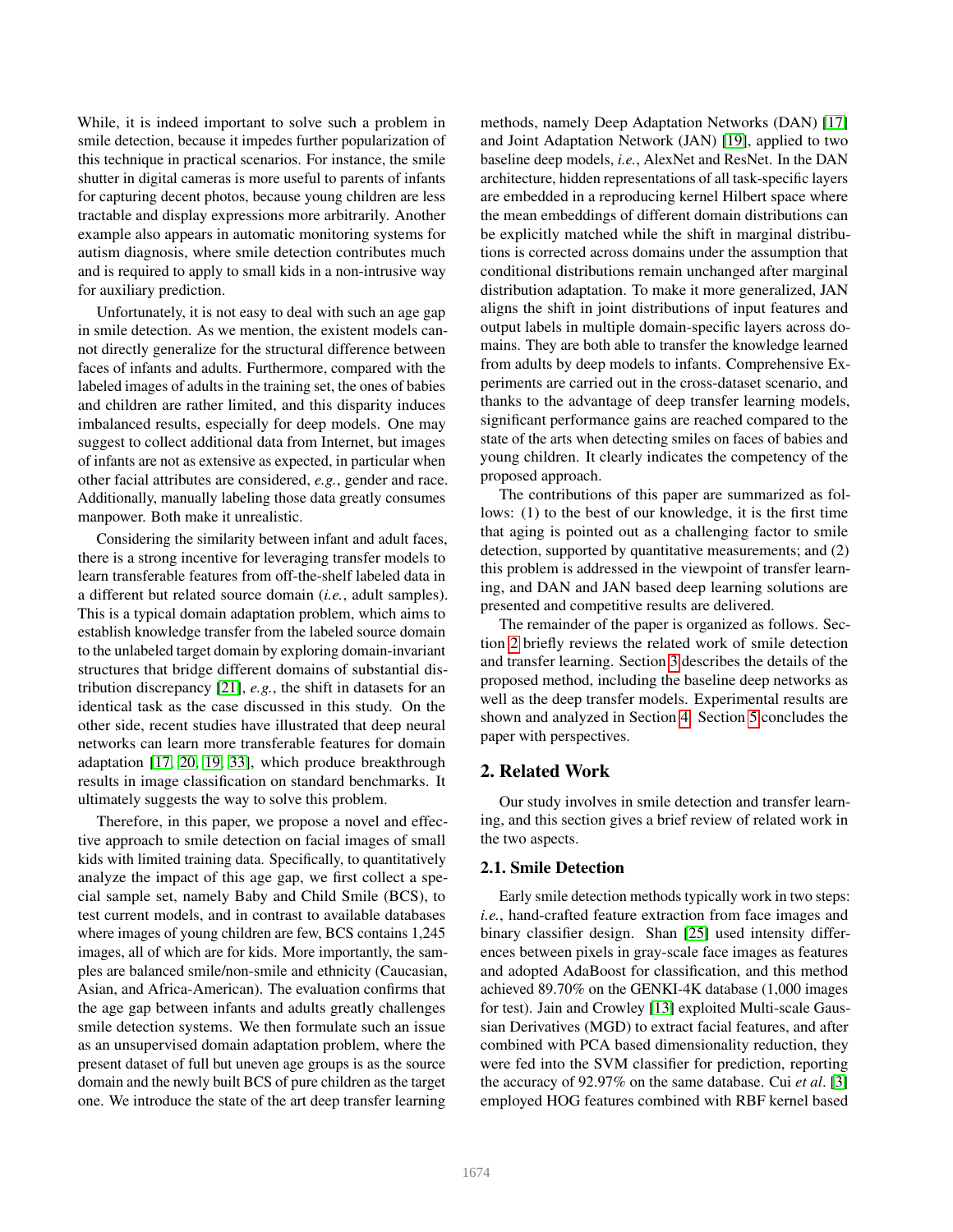While, it is indeed important to solve such a problem in smile detection, because it impedes further popularization of this technique in practical scenarios. For instance, the smile shutter in digital cameras is more useful to parents of infants for capturing decent photos, because young children are less tractable and display expressions more arbitrarily. Another example also appears in automatic monitoring systems for autism diagnosis, where smile detection contributes much and is required to apply to small kids in a non-intrusive way for auxiliary prediction.

Unfortunately, it is not easy to deal with such an age gap in smile detection. As we mention, the existent models cannot directly generalize for the structural difference between faces of infants and adults. Furthermore, compared with the labeled images of adults in the training set, the ones of babies and children are rather limited, and this disparity induces imbalanced results, especially for deep models. One may suggest to collect additional data from Internet, but images of infants are not as extensive as expected, in particular when other facial attributes are considered, *e.g.*, gender and race. Additionally, manually labeling those data greatly consumes manpower. Both make it unrealistic.

Considering the similarity between infant and adult faces, there is a strong incentive for leveraging transfer models to learn transferable features from off-the-shelf labeled data in a different but related source domain (*i.e.*, adult samples). This is a typical domain adaptation problem, which aims to establish knowledge transfer from the labeled source domain to the unlabeled target domain by exploring domain-invariant structures that bridge different domains of substantial distribution discrepancy [21], *e.g.*, the shift in datasets for an identical task as the case discussed in this study. On the other side, recent studies have illustrated that deep neural networks can learn more transferable features for domain adaptation [17, 20, 19, 33], which produce breakthrough results in image classification on standard benchmarks. It ultimately suggests the way to solve this problem.

Therefore, in this paper, we propose a novel and effective approach to smile detection on facial images of small kids with limited training data. Specifically, to quantitatively analyze the impact of this age gap, we first collect a special sample set, namely Baby and Child Smile (BCS), to test current models, and in contrast to available databases where images of young children are few, BCS contains 1,245 images, all of which are for kids. More importantly, the samples are balanced smile/non-smile and ethnicity (Caucasian, Asian, and Africa-American). The evaluation confirms that the age gap between infants and adults greatly challenges smile detection systems. We then formulate such an issue as an unsupervised domain adaptation problem, where the present dataset of full but uneven age groups is as the source domain and the newly built BCS of pure children as the target one. We introduce the state of the art deep transfer learning methods, namely Deep Adaptation Networks (DAN) [17] and Joint Adaptation Network (JAN) [19], applied to two baseline deep models, *i.e.*, AlexNet and ResNet. In the DAN architecture, hidden representations of all task-specific layers are embedded in a reproducing kernel Hilbert space where the mean embeddings of different domain distributions can be explicitly matched while the shift in marginal distributions is corrected across domains under the assumption that conditional distributions remain unchanged after marginal distribution adaptation. To make it more generalized, JAN aligns the shift in joint distributions of input features and output labels in multiple domain-specific layers across domains. They are both able to transfer the knowledge learned from adults by deep models to infants. Comprehensive Experiments are carried out in the cross-dataset scenario, and thanks to the advantage of deep transfer learning models, significant performance gains are reached compared to the state of the arts when detecting smiles on faces of babies and young children. It clearly indicates the competency of the proposed approach.

The contributions of this paper are summarized as follows: (1) to the best of our knowledge, it is the first time that aging is pointed out as a challenging factor to smile detection, supported by quantitative measurements; and (2) this problem is addressed in the viewpoint of transfer learning, and DAN and JAN based deep learning solutions are presented and competitive results are delivered.

The remainder of the paper is organized as follows. Section 2 briefly reviews the related work of smile detection and transfer learning. Section 3 describes the details of the proposed method, including the baseline deep networks as well as the deep transfer models. Experimental results are shown and analyzed in Section 4. Section 5 concludes the paper with perspectives.

## 2. Related Work

Our study involves in smile detection and transfer learning, and this section gives a brief review of related work in the two aspects.

### 2.1. Smile Detection

Early smile detection methods typically work in two steps: *i.e.*, hand-crafted feature extraction from face images and binary classifier design. Shan [25] used intensity differences between pixels in gray-scale face images as features and adopted AdaBoost for classification, and this method achieved 89.70% on the GENKI-4K database (1,000 images for test). Jain and Crowley [13] exploited Multi-scale Gaussian Derivatives (MGD) to extract facial features, and after combined with PCA based dimensionality reduction, they were fed into the SVM classifier for prediction, reporting the accuracy of 92.97% on the same database. Cui *et al*. [3] employed HOG features combined with RBF kernel based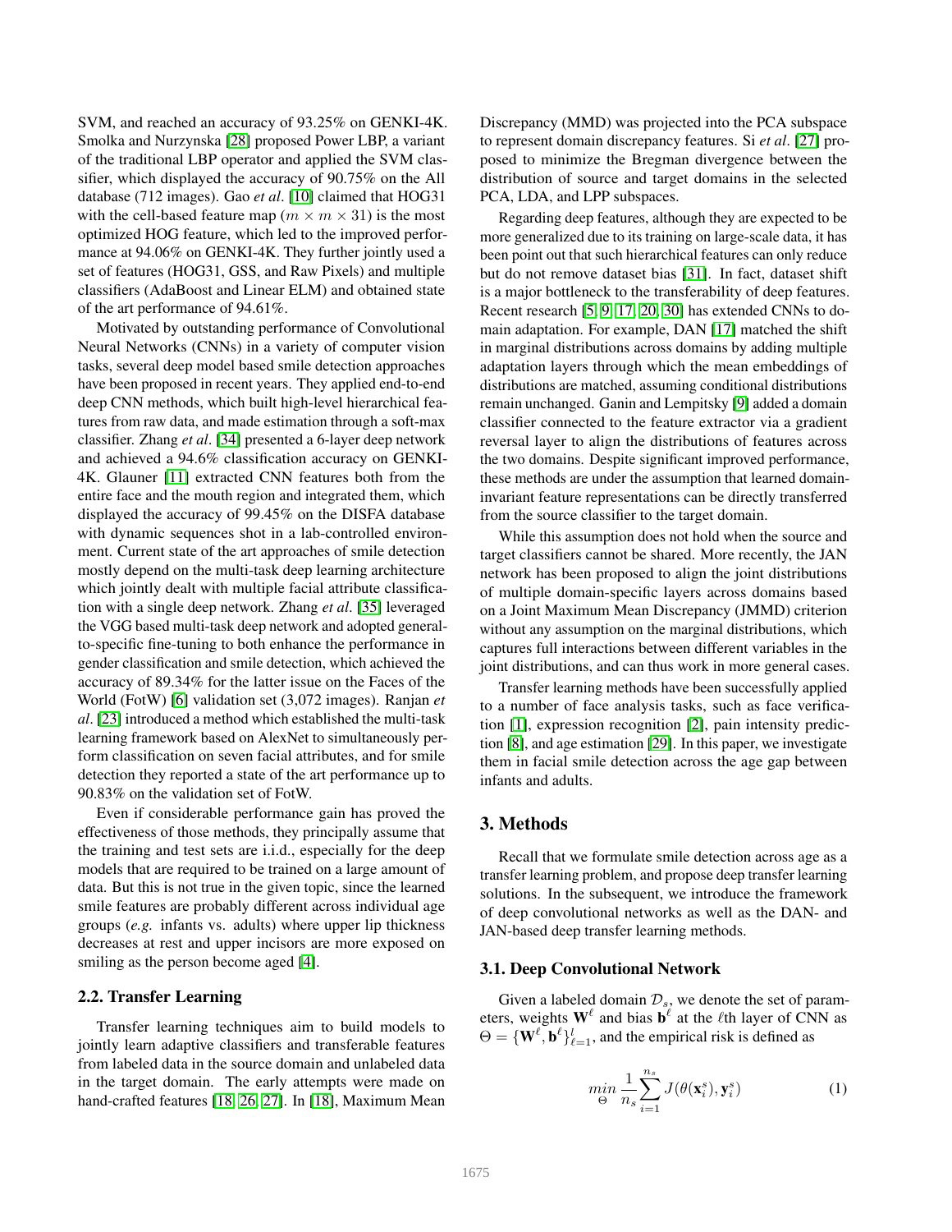SVM, and reached an accuracy of 93.25% on GENKI-4K. Smolka and Nurzynska [28] proposed Power LBP, a variant of the traditional LBP operator and applied the SVM classifier, which displayed the accuracy of 90.75% on the All database (712 images). Gao *et al*. [10] claimed that HOG31 with the cell-based feature map ($m \times m \times 31$) is the most optimized HOG feature, which led to the improved performance at 94.06% on GENKI-4K. They further jointly used a set of features (HOG31, GSS, and Raw Pixels) and multiple classifiers (AdaBoost and Linear ELM) and obtained state of the art performance of 94.61%.

Motivated by outstanding performance of Convolutional Neural Networks (CNNs) in a variety of computer vision tasks, several deep model based smile detection approaches have been proposed in recent years. They applied end-to-end deep CNN methods, which built high-level hierarchical features from raw data, and made estimation through a soft-max classifier. Zhang *et al*. [34] presented a 6-layer deep network and achieved a 94.6% classification accuracy on GENKI-4K. Glauner [11] extracted CNN features both from the entire face and the mouth region and integrated them, which displayed the accuracy of 99.45% on the DISFA database with dynamic sequences shot in a lab-controlled environment. Current state of the art approaches of smile detection mostly depend on the multi-task deep learning architecture which jointly dealt with multiple facial attribute classification with a single deep network. Zhang *et al*. [35] leveraged the VGG based multi-task deep network and adopted general-to-specific fine-tuning to both enhance the performance in gender classification and smile detection, which achieved the accuracy of 89.34% for the latter issue on the Faces of the World (FotW) [6] validation set (3,072 images). Ranjan *et al*. [23] introduced a method which established the multi-task learning framework based on AlexNet to simultaneously perform classification on seven facial attributes, and for smile detection they reported a state of the art performance up to 90.83% on the validation set of FotW.

Even if considerable performance gain has proved the effectiveness of those methods, they principally assume that the training and test sets are i.i.d., especially for the deep models that are required to be trained on a large amount of data. But this is not true in the given topic, since the learned smile features are probably different across individual age groups (*e.g.* infants vs. adults) where upper lip thickness decreases at rest and upper incisors are more exposed on smiling as the person become aged [4].

### 2.2. Transfer Learning

Transfer learning techniques aim to build models to jointly learn adaptive classifiers and transferable features from labeled data in the source domain and unlabeled data in the target domain. The early attempts were made on hand-crafted features [18, 26, 27]. In [18], Maximum Mean Discrepancy (MMD) was projected into the PCA subspace to represent domain discrepancy features. Si *et al*. [27] proposed to minimize the Bregman divergence between the distribution of source and target domains in the selected PCA, LDA, and LPP subspaces.

Regarding deep features, although they are expected to be more generalized due to its training on large-scale data, it has been point out that such hierarchical features can only reduce but do not remove dataset bias [31]. In fact, dataset shift is a major bottleneck to the transferability of deep features. Recent research [5, 9, 17, 20, 30] has extended CNNs to domain adaptation. For example, DAN [17] matched the shift in marginal distributions across domains by adding multiple adaptation layers through which the mean embeddings of distributions are matched, assuming conditional distributions remain unchanged. Ganin and Lempitsky [9] added a domain classifier connected to the feature extractor via a gradient reversal layer to align the distributions of features across the two domains. Despite significant improved performance, these methods are under the assumption that learned domain-invariant feature representations can be directly transferred from the source classifier to the target domain.

While this assumption does not hold when the source and target classifiers cannot be shared. More recently, the JAN network has been proposed to align the joint distributions of multiple domain-specific layers across domains based on a Joint Maximum Mean Discrepancy (JMMD) criterion without any assumption on the marginal distributions, which captures full interactions between different variables in the joint distributions, and can thus work in more general cases.

Transfer learning methods have been successfully applied to a number of face analysis tasks, such as face verification [1], expression recognition [2], pain intensity prediction [8], and age estimation [29]. In this paper, we investigate them in facial smile detection across the age gap between infants and adults.

## 3. Methods

Recall that we formulate smile detection across age as a transfer learning problem, and propose deep transfer learning solutions. In the subsequent, we introduce the framework of deep convolutional networks as well as the DAN- and JAN-based deep transfer learning methods.

### 3.1. Deep Convolutional Network

Given a labeled domain $\mathcal{D}_s$, we denote the set of parameters, weights $\mathbf{W}^\ell$ and bias $\mathbf{b}^\ell$ at the $\ell$th layer of CNN as $\Theta = \{\mathbf{W}^\ell, \mathbf{b}^\ell\}_{\ell=1}^{l}$, and the empirical risk is defined as

$$\min_{\Theta} \frac{1}{n_s} \sum_{i=1}^{n_s} J(\theta(\mathbf{x}_i^s), \mathbf{y}_i^s) \tag{1}$$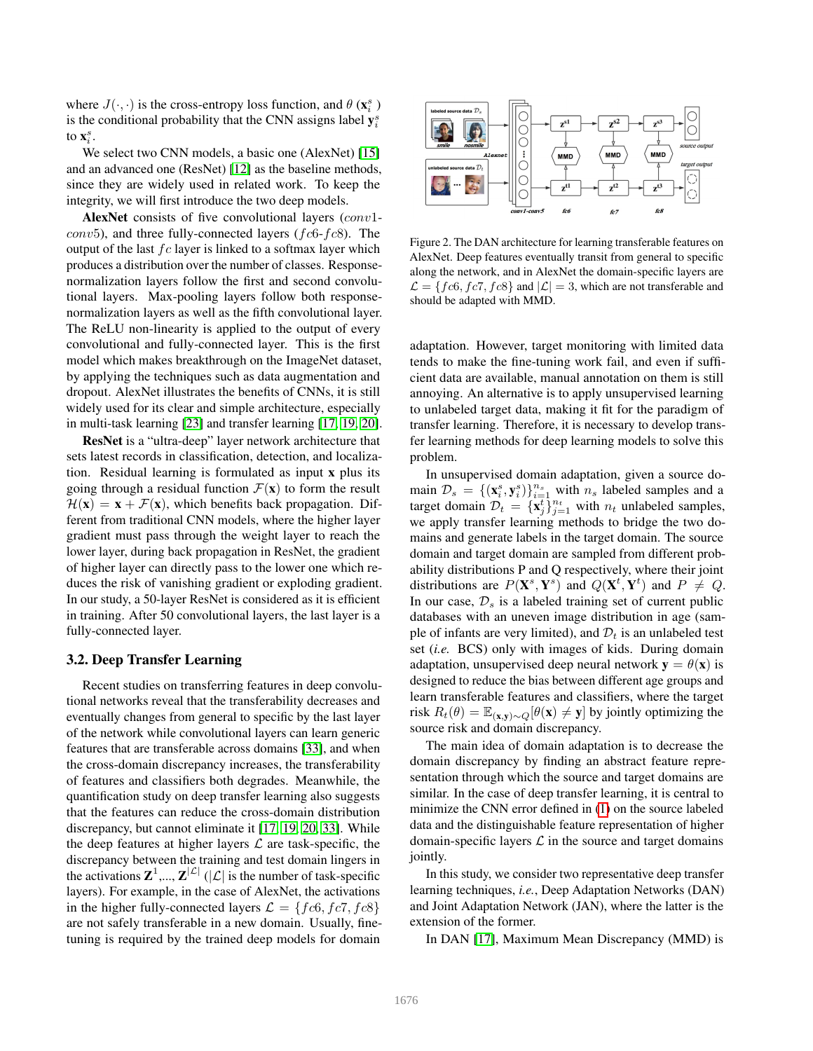where $J(\cdot,\cdot)$ is the cross-entropy loss function, and $\theta(\mathbf{x}_i^s)$ is the conditional probability that the CNN assigns label $\mathbf{y}_i^s$ to $\mathbf{x}_i^s$.

We select two CNN models, a basic one (AlexNet) [15] and an advanced one (ResNet) [12] as the baseline methods, since they are widely used in related work. To keep the integrity, we will first introduce the two deep models.

**AlexNet** consists of five convolutional layers ($conv1$-$conv5$), and three fully-connected layers ($fc6$-$fc8$). The output of the last $fc$ layer is linked to a softmax layer which produces a distribution over the number of classes. Response-normalization layers follow the first and second convolutional layers. Max-pooling layers follow both response-normalization layers as well as the fifth convolutional layer. The ReLU non-linearity is applied to the output of every convolutional and fully-connected layer. This is the first model which makes breakthrough on the ImageNet dataset, by applying the techniques such as data augmentation and dropout. AlexNet illustrates the benefits of CNNs, it is still widely used for its clear and simple architecture, especially in multi-task learning [23] and transfer learning [17, 19, 20].

**ResNet** is a "ultra-deep" layer network architecture that sets latest records in classification, detection, and localization. Residual learning is formulated as input $\mathbf{x}$ plus its going through a residual function $\mathcal{F}(\mathbf{x})$ to form the result $\mathcal{H}(\mathbf{x}) = \mathbf{x} + \mathcal{F}(\mathbf{x})$, which benefits back propagation. Different from traditional CNN models, where the higher layer gradient must pass through the weight layer to reach the lower layer, during back propagation in ResNet, the gradient of higher layer can directly pass to the lower one which reduces the risk of vanishing gradient or exploding gradient. In our study, a 50-layer ResNet is considered as it is efficient in training. After 50 convolutional layers, the last layer is a fully-connected layer.

### 3.2. Deep Transfer Learning

Recent studies on transferring features in deep convolutional networks reveal that the transferability decreases and eventually changes from general to specific by the last layer of the network while convolutional layers can learn generic features that are transferable across domains [33], and when the cross-domain discrepancy increases, the transferability of features and classifiers both degrades. Meanwhile, the quantification study on deep transfer learning also suggests that the features can reduce the cross-domain distribution discrepancy, but cannot eliminate it [17, 19, 20, 33]. While the deep features at higher layers $\mathcal{L}$ are task-specific, the discrepancy between the training and test domain lingers in the activations $\mathbf{Z}^1$,..., $\mathbf{Z}^{|\mathcal{L}|}$ ($|\mathcal{L}|$ is the number of task-specific layers). For example, in the case of AlexNet, the activations in the higher fully-connected layers $\mathcal{L} = \{fc6, fc7, fc8\}$ are not safely transferable in a new domain. Usually, fine-tuning is required by the trained deep models for domain adaptation. However, target monitoring with limited data tends to make the fine-tuning work fail, and even if sufficient data are available, manual annotation on them is still annoying. An alternative is to apply unsupervised learning to unlabeled target data, making it fit for the paradigm of transfer learning. Therefore, it is necessary to develop transfer learning methods for deep learning models to solve this problem.

Figure 2. The DAN architecture for learning transferable features on AlexNet. Deep features eventually transit from general to specific along the network, and in AlexNet the domain-specific layers are $\mathcal{L} = \{fc6, fc7, fc8\}$ and $|\mathcal{L}| = 3$, which are not transferable and should be adapted with MMD.

In unsupervised domain adaptation, given a source domain $\mathcal{D}_s = \{(\mathbf{x}_i^s, \mathbf{y}_i^s)\}_{i=1}^{n_s}$ with $n_s$ labeled samples and a target domain $\mathcal{D}_t = \{\mathbf{x}_j^t\}_{j=1}^{n_t}$ with $n_t$ unlabeled samples, we apply transfer learning methods to bridge the two domains and generate labels in the target domain. The source domain and target domain are sampled from different probability distributions P and Q respectively, where their joint distributions are $P(\mathbf{X}^s, \mathbf{Y}^s)$ and $Q(\mathbf{X}^t, \mathbf{Y}^t)$ and $P \neq Q$. In our case, $\mathcal{D}_s$ is a labeled training set of current public databases with an uneven image distribution in age (sample of infants are very limited), and $\mathcal{D}_t$ is an unlabeled test set (*i.e.* BCS) only with images of kids. During domain adaptation, unsupervised deep neural network $\mathbf{y} = \theta(\mathbf{x})$ is designed to reduce the bias between different age groups and learn transferable features and classifiers, where the target risk $R_t(\theta) = \mathbb{E}_{(\mathbf{x},\mathbf{y})\sim Q}[\theta(\mathbf{x}) \neq \mathbf{y}]$ by jointly optimizing the source risk and domain discrepancy.

The main idea of domain adaptation is to decrease the domain discrepancy by finding an abstract feature representation through which the source and target domains are similar. In the case of deep transfer learning, it is central to minimize the CNN error defined in (1) on the source labeled data and the distinguishable feature representation of higher domain-specific layers $\mathcal{L}$ in the source and target domains jointly.

In this study, we consider two representative deep transfer learning techniques, *i.e.*, Deep Adaptation Networks (DAN) and Joint Adaptation Network (JAN), where the latter is the extension of the former.

In DAN [17], Maximum Mean Discrepancy (MMD) is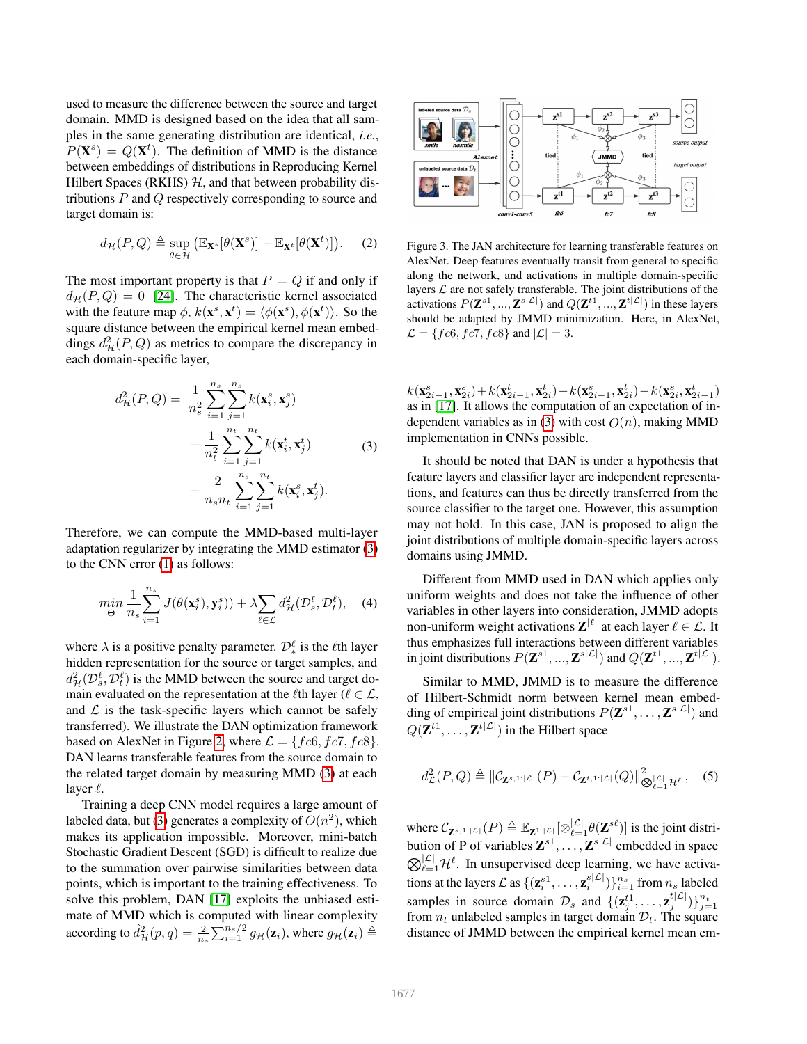used to measure the difference between the source and target domain. MMD is designed based on the idea that all samples in the same generating distribution are identical, *i.e.*, $P(\mathbf{X}^s) = Q(\mathbf{X}^t)$. The definition of MMD is the distance between embeddings of distributions in Reproducing Kernel Hilbert Spaces (RKHS) $\mathcal{H}$, and that between probability distributions $P$ and $Q$ respectively corresponding to source and target domain is:

$$d_{\mathcal{H}}(P, Q) \triangleq \sup_{\theta \in \mathcal{H}} \left( \mathbb{E}_{\mathbf{X}^s}[\theta(\mathbf{X}^s)] - \mathbb{E}_{\mathbf{X}^t}[\theta(\mathbf{X}^t)] \right). \quad (2)$$

The most important property is that $P = Q$ if and only if $d_{\mathcal{H}}(P, Q) = 0$ [24]. The characteristic kernel associated with the feature map $\phi$, $k(\mathbf{x}^s, \mathbf{x}^t) = \langle \phi(\mathbf{x}^s), \phi(\mathbf{x}^t) \rangle$. So the square distance between the empirical kernel mean embeddings $d^2_{\mathcal{H}}(P, Q)$ as metrics to compare the discrepancy in each domain-specific layer,

$$\begin{aligned} d^2_{\mathcal{H}}(P, Q) = & \frac{1}{n_s^2} \sum_{i=1}^{n_s} \sum_{j=1}^{n_s} k(\mathbf{x}_i^s, \mathbf{x}_j^s) \\ & + \frac{1}{n_t^2} \sum_{i=1}^{n_t} \sum_{j=1}^{n_t} k(\mathbf{x}_i^t, \mathbf{x}_j^t) \\ & - \frac{2}{n_s n_t} \sum_{i=1}^{n_s} \sum_{j=1}^{n_t} k(\mathbf{x}_i^s, \mathbf{x}_j^t). \end{aligned} \quad (3)$$

Therefore, we can compute the MMD-based multi-layer adaptation regularizer by integrating the MMD estimator (3) to the CNN error (1) as follows:

$$\min_{\Theta} \frac{1}{n_s} \sum_{i=1}^{n_s} J(\theta(\mathbf{x}_i^s), \mathbf{y}_i^s)) + \lambda \sum_{\ell \in \mathcal{L}} d^2_{\mathcal{H}}(\mathcal{D}_s^\ell, \mathcal{D}_t^\ell), \quad (4)$$

where $\lambda$ is a positive penalty parameter. $\mathcal{D}_*^\ell$ is the $\ell$th layer hidden representation for the source or target samples, and $d^2_{\mathcal{H}}(\mathcal{D}_s^\ell, \mathcal{D}_t^\ell)$ is the MMD between the source and target domain evaluated on the representation at the $\ell$th layer ($\ell \in \mathcal{L}$, and $\mathcal{L}$ is the task-specific layers which cannot be safely transferred). We illustrate the DAN optimization framework based on AlexNet in Figure 2, where $\mathcal{L} = \{fc6, fc7, fc8\}$. DAN learns transferable features from the source domain to the related target domain by measuring MMD (3) at each layer $\ell$.

Training a deep CNN model requires a large amount of labeled data, but (3) generates a complexity of $O(n^2)$, which makes its application impossible. Moreover, mini-batch Stochastic Gradient Descent (SGD) is difficult to realize due to the summation over pairwise similarities between data points, which is important to the training effectiveness. To solve this problem, DAN [17] exploits the unbiased estimate of MMD which is computed with linear complexity according to $\hat{d}^2_{\mathcal{H}}(p, q) = \frac{2}{n_s} \sum_{i=1}^{n_s/2} g_{\mathcal{H}}(\mathbf{z}_i)$, where $g_{\mathcal{H}}(\mathbf{z}_i) \triangleq k(\mathbf{x}^s_{2i-1}, \mathbf{x}^s_{2i}) + k(\mathbf{x}^t_{2i-1}, \mathbf{x}^t_{2i}) - k(\mathbf{x}^s_{2i-1}, \mathbf{x}^t_{2i}) - k(\mathbf{x}^s_{2i}, \mathbf{x}^t_{2i-1})$ as in [17]. It allows the computation of an expectation of independent variables as in (3) with cost $O(n)$, making MMD implementation in CNNs possible.

Figure 3. The JAN architecture for learning transferable features on AlexNet. Deep features eventually transit from general to specific along the network, and activations in multiple domain-specific layers $\mathcal{L}$ are not safely transferable. The joint distributions of the activations $P(\mathbf{Z}^{s1}, ..., \mathbf{Z}^{s|\mathcal{L}|})$ and $Q(\mathbf{Z}^{t1}, ..., \mathbf{Z}^{t|\mathcal{L}|})$ in these layers should be adapted by JMMD minimization. Here, in AlexNet, $\mathcal{L} = \{fc6, fc7, fc8\}$ and $|\mathcal{L}| = 3$.

It should be noted that DAN is under a hypothesis that feature layers and classifier layer are independent representations, and features can thus be directly transferred from the source classifier to the target one. However, this assumption may not hold. In this case, JAN is proposed to align the joint distributions of multiple domain-specific layers across domains using JMMD.

Different from MMD used in DAN which applies only uniform weights and does not take the influence of other variables in other layers into consideration, JMMD adopts non-uniform weight activations $\mathbf{Z}^{|\ell|}$ at each layer $\ell \in \mathcal{L}$. It thus emphasizes full interactions between different variables in joint distributions $P(\mathbf{Z}^{s1}, ..., \mathbf{Z}^{s|\mathcal{L}|})$ and $Q(\mathbf{Z}^{t1}, ..., \mathbf{Z}^{t|\mathcal{L}|})$.

Similar to MMD, JMMD is to measure the difference of Hilbert-Schmidt norm between kernel mean embedding of empirical joint distributions $P(\mathbf{Z}^{s1}, \ldots, \mathbf{Z}^{s|\mathcal{L}|})$ and $Q(\mathbf{Z}^{t1}, \ldots, \mathbf{Z}^{t|\mathcal{L}|})$ in the Hilbert space

$$d^2_{\mathcal{L}}(P, Q) \triangleq \| \mathcal{C}_{\mathbf{Z}^{s,1:|\mathcal{L}|}}(P) - \mathcal{C}_{\mathbf{Z}^{t,1:|\mathcal{L}|}}(Q) \|^2_{\otimes_{\ell=1}^{|\mathcal{L}|} \mathcal{H}^\ell}, \quad (5)$$

where $\mathcal{C}_{\mathbf{Z}^{s,1:|\mathcal{L}|}}(P) \triangleq \mathbb{E}_{\mathbf{Z}^{1:|\mathcal{L}|}}[\otimes_{\ell=1}^{|\mathcal{L}|} \theta(\mathbf{Z}^{s\ell})]$ is the joint distribution of P of variables $\mathbf{Z}^{s1}, \ldots, \mathbf{Z}^{s|\mathcal{L}|}$ embedded in space $\bigotimes_{\ell=1}^{|\mathcal{L}|} \mathcal{H}^\ell$. In unsupervised deep learning, we have activations at the layers $\mathcal{L}$ as $\{(\mathbf{z}_i^{s1}, \ldots, \mathbf{z}_i^{s|\mathcal{L}|})\}_{i=1}^{n_s}$ from $n_s$ labeled samples in source domain $\mathcal{D}_s$ and $\{(\mathbf{z}_j^{t1}, \ldots, \mathbf{z}_j^{t|\mathcal{L}|})\}_{j=1}^{n_t}$ from $n_t$ unlabeled samples in target domain $\mathcal{D}_t$. The square distance of JMMD between the empirical kernel mean em-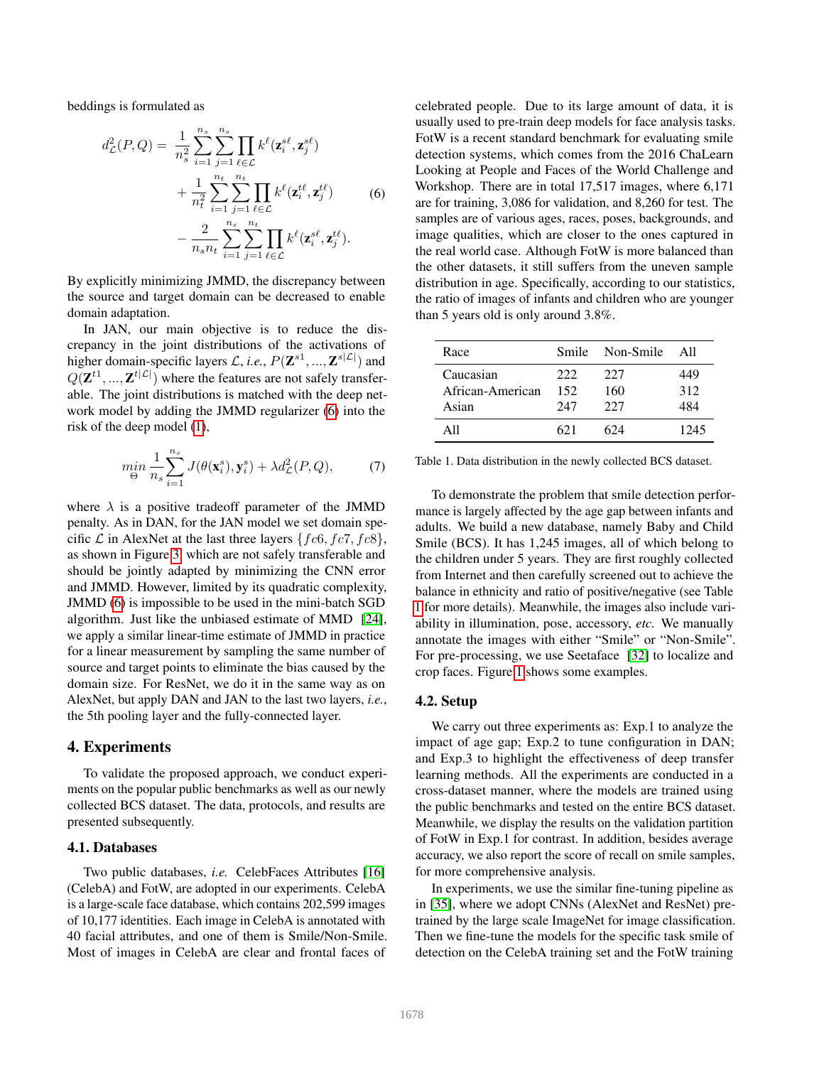beddings is formulated as

$$
\begin{aligned}
d^2_{\mathcal{L}}(P, Q) = & \frac{1}{n_s^2} \sum_{i=1}^{n_s} \sum_{j=1}^{n_s} \prod_{\ell \in \mathcal{L}} k^{\ell}(\mathbf{z}_i^{s\ell}, \mathbf{z}_j^{s\ell}) \\
& + \frac{1}{n_t^2} \sum_{i=1}^{n_t} \sum_{j=1}^{n_t} \prod_{\ell \in \mathcal{L}} k^{\ell}(\mathbf{z}_i^{t\ell}, \mathbf{z}_j^{t\ell}) \\
& - \frac{2}{n_s n_t} \sum_{i=1}^{n_s} \sum_{j=1}^{n_t} \prod_{\ell \in \mathcal{L}} k^{\ell}(\mathbf{z}_i^{s\ell}, \mathbf{z}_j^{t\ell}).
\end{aligned} \tag{6}
$$

By explicitly minimizing JMMD, the discrepancy between the source and target domain can be decreased to enable domain adaptation.

In JAN, our main objective is to reduce the discrepancy in the joint distributions of the activations of higher domain-specific layers $\mathcal{L}$, *i.e.*, $P(\mathbf{Z}^{s1}, ..., \mathbf{Z}^{s|\mathcal{L}|})$ and $Q(\mathbf{Z}^{t1}, ..., \mathbf{Z}^{t|\mathcal{L}|})$ where the features are not safely transferable. The joint distributions is matched with the deep network model by adding the JMMD regularizer (6) into the risk of the deep model (1),

$$
\min_{\Theta} \frac{1}{n_s} \sum_{i=1}^{n_s} J(\theta(\mathbf{x}_i^s), \mathbf{y}_i^s) + \lambda d^2_{\mathcal{L}}(P, Q), \tag{7}
$$

where $\lambda$ is a positive tradeoff parameter of the JMMD penalty. As in DAN, for the JAN model we set domain specific $\mathcal{L}$ in AlexNet at the last three layers $\{fc6, fc7, fc8\}$, as shown in Figure 3, which are not safely transferable and should be jointly adapted by minimizing the CNN error and JMMD. However, limited by its quadratic complexity, JMMD (6) is impossible to be used in the mini-batch SGD algorithm. Just like the unbiased estimate of MMD [24], we apply a similar linear-time estimate of JMMD in practice for a linear measurement by sampling the same number of source and target points to eliminate the bias caused by the domain size. For ResNet, we do it in the same way as on AlexNet, but apply DAN and JAN to the last two layers, *i.e.*, the 5th pooling layer and the fully-connected layer.

## 4. Experiments

To validate the proposed approach, we conduct experiments on the popular public benchmarks as well as our newly collected BCS dataset. The data, protocols, and results are presented subsequently.

### 4.1. Databases

Two public databases, *i.e.* CelebFaces Attributes [16] (CelebA) and FotW, are adopted in our experiments. CelebA is a large-scale face database, which contains 202,599 images of 10,177 identities. Each image in CelebA is annotated with 40 facial attributes, and one of them is Smile/Non-Smile. Most of images in CelebA are clear and frontal faces of celebrated people. Due to its large amount of data, it is usually used to pre-train deep models for face analysis tasks. FotW is a recent standard benchmark for evaluating smile detection systems, which comes from the 2016 ChaLearn Looking at People and Faces of the World Challenge and Workshop. There are in total 17,517 images, where 6,171 are for training, 3,086 for validation, and 8,260 for test. The samples are of various ages, races, poses, backgrounds, and image qualities, which are closer to the ones captured in the real world case. Although FotW is more balanced than the other datasets, it still suffers from the uneven sample distribution in age. Specifically, according to our statistics, the ratio of images of infants and children who are younger than 5 years old is only around 3.8%.

| Race | Smile | Non-Smile | All |
|---|---|---|---|
| Caucasian | 222 | 227 | 449 |
| African-American | 152 | 160 | 312 |
| Asian | 247 | 227 | 484 |
| All | 621 | 624 | 1245 |

Table 1. Data distribution in the newly collected BCS dataset.

To demonstrate the problem that smile detection performance is largely affected by the age gap between infants and adults. We build a new database, namely Baby and Child Smile (BCS). It has 1,245 images, all of which belong to the children under 5 years. They are first roughly collected from Internet and then carefully screened out to achieve the balance in ethnicity and ratio of positive/negative (see Table 1 for more details). Meanwhile, the images also include variability in illumination, pose, accessory, *etc.* We manually annotate the images with either "Smile" or "Non-Smile". For pre-processing, we use Seetaface [32] to localize and crop faces. Figure 1 shows some examples.

### 4.2. Setup

We carry out three experiments as: Exp.1 to analyze the impact of age gap; Exp.2 to tune configuration in DAN; and Exp.3 to highlight the effectiveness of deep transfer learning methods. All the experiments are conducted in a cross-dataset manner, where the models are trained using the public benchmarks and tested on the entire BCS dataset. Meanwhile, we display the results on the validation partition of FotW in Exp.1 for contrast. In addition, besides average accuracy, we also report the score of recall on smile samples, for more comprehensive analysis.

In experiments, we use the similar fine-tuning pipeline as in [35], where we adopt CNNs (AlexNet and ResNet) pre-trained by the large scale ImageNet for image classification. Then we fine-tune the models for the specific task smile of detection on the CelebA training set and the FotW training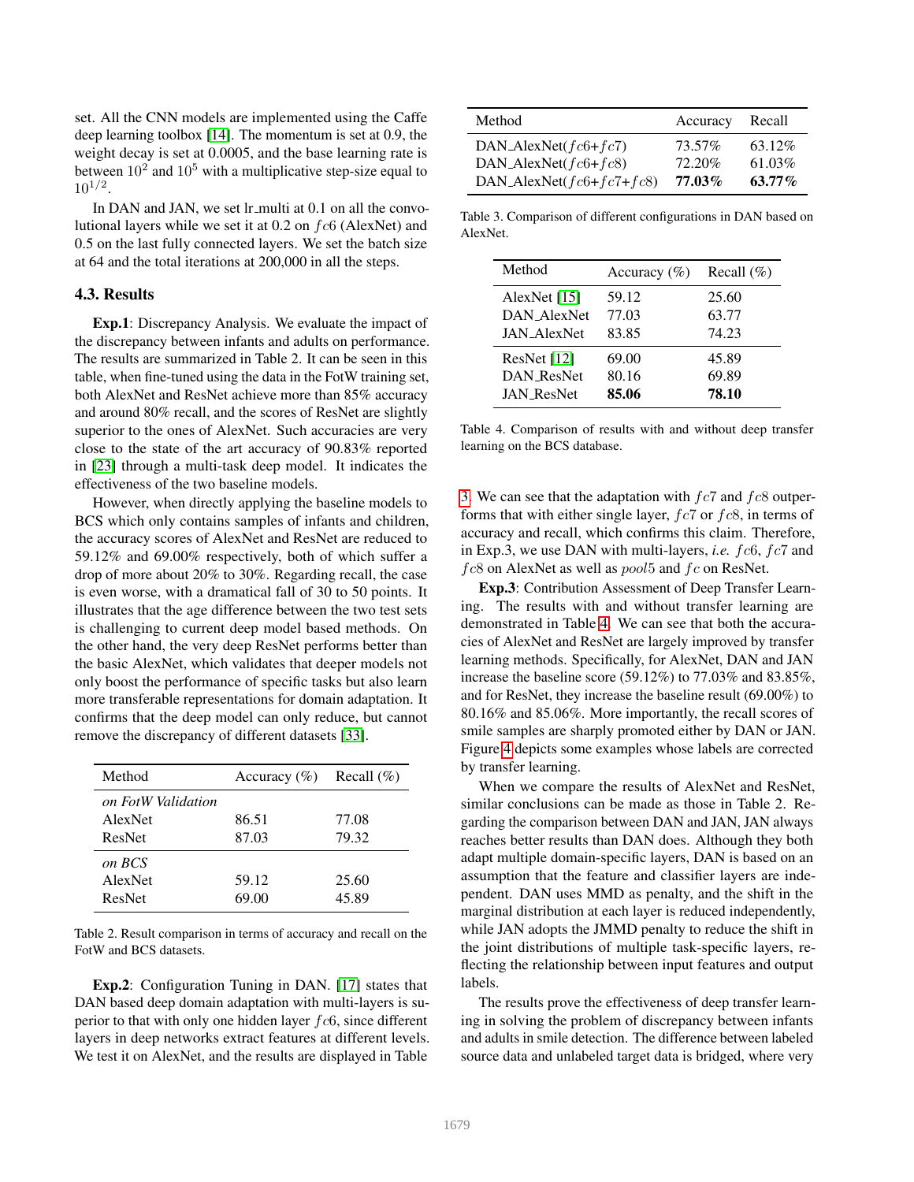set. All the CNN models are implemented using the Caffe deep learning toolbox [14]. The momentum is set at 0.9, the weight decay is set at 0.0005, and the base learning rate is between $10^2$ and $10^5$ with a multiplicative step-size equal to $10^{1/2}$.

In DAN and JAN, we set lr_multi at 0.1 on all the convolutional layers while we set it at 0.2 on $fc6$ (AlexNet) and 0.5 on the last fully connected layers. We set the batch size at 64 and the total iterations at 200,000 in all the steps.

### 4.3. Results

**Exp.1**: Discrepancy Analysis. We evaluate the impact of the discrepancy between infants and adults on performance. The results are summarized in Table 2. It can be seen in this table, when fine-tuned using the data in the FotW training set, both AlexNet and ResNet achieve more than 85% accuracy and around 80% recall, and the scores of ResNet are slightly superior to the ones of AlexNet. Such accuracies are very close to the state of the art accuracy of 90.83% reported in [23] through a multi-task deep model. It indicates the effectiveness of the two baseline models.

However, when directly applying the baseline models to BCS which only contains samples of infants and children, the accuracy scores of AlexNet and ResNet are reduced to 59.12% and 69.00% respectively, both of which suffer a drop of more about 20% to 30%. Regarding recall, the case is even worse, with a dramatical fall of 30 to 50 points. It illustrates that the age difference between the two test sets is challenging to current deep model based methods. On the other hand, the very deep ResNet performs better than the basic AlexNet, which validates that deeper models not only boost the performance of specific tasks but also learn more transferable representations for domain adaptation. It confirms that the deep model can only reduce, but cannot remove the discrepancy of different datasets [33].

| Method | Accuracy (%) | Recall (%) |
|---|---|---|
| *on FotW Validation* | | |
| AlexNet | 86.51 | 77.08 |
| ResNet | 87.03 | 79.32 |
| *on BCS* | | |
| AlexNet | 59.12 | 25.60 |
| ResNet | 69.00 | 45.89 |

Table 2. Result comparison in terms of accuracy and recall on the FotW and BCS datasets.

**Exp.2**: Configuration Tuning in DAN. [17] states that DAN based deep domain adaptation with multi-layers is superior to that with only one hidden layer $fc6$, since different layers in deep networks extract features at different levels. We test it on AlexNet, and the results are displayed in Table 3. We can see that the adaptation with $fc7$ and $fc8$ outperforms that with either single layer, $fc7$ or $fc8$, in terms of accuracy and recall, which confirms this claim. Therefore, in Exp.3, we use DAN with multi-layers, *i.e.* $fc6$, $fc7$ and $fc8$ on AlexNet as well as $pool5$ and $fc$ on ResNet.

| Method | Accuracy | Recall |
|---|---|---|
| DAN_AlexNet($fc6$+$fc7$) | 73.57% | 63.12% |
| DAN_AlexNet($fc6$+$fc8$) | 72.20% | 61.03% |
| DAN_AlexNet($fc6$+$fc7$+$fc8$) | **77.03%** | **63.77%** |

Table 3. Comparison of different configurations in DAN based on AlexNet.

**Exp.3**: Contribution Assessment of Deep Transfer Learning. The results with and without transfer learning are demonstrated in Table 4. We can see that both the accuracies of AlexNet and ResNet are largely improved by transfer learning methods. Specifically, for AlexNet, DAN and JAN increase the baseline score (59.12%) to 77.03% and 83.85%, and for ResNet, they increase the baseline result (69.00%) to 80.16% and 85.06%. More importantly, the recall scores of smile samples are sharply promoted either by DAN or JAN. Figure 4 depicts some examples whose labels are corrected by transfer learning.

| Method | Accuracy (%) | Recall (%) |
|---|---|---|
| AlexNet [15] | 59.12 | 25.60 |
| DAN_AlexNet | 77.03 | 63.77 |
| JAN_AlexNet | 83.85 | 74.23 |
| ResNet [12] | 69.00 | 45.89 |
| DAN_ResNet | 80.16 | 69.89 |
| JAN_ResNet | **85.06** | **78.10** |

Table 4. Comparison of results with and without deep transfer learning on the BCS database.

When we compare the results of AlexNet and ResNet, similar conclusions can be made as those in Table 2. Regarding the comparison between DAN and JAN, JAN always reaches better results than DAN does. Although they both adapt multiple domain-specific layers, DAN is based on an assumption that the feature and classifier layers are independent. DAN uses MMD as penalty, and the shift in the marginal distribution at each layer is reduced independently, while JAN adopts the JMMD penalty to reduce the shift in the joint distributions of multiple task-specific layers, reflecting the relationship between input features and output labels.

The results prove the effectiveness of deep transfer learning in solving the problem of discrepancy between infants and adults in smile detection. The difference between labeled source data and unlabeled target data is bridged, where very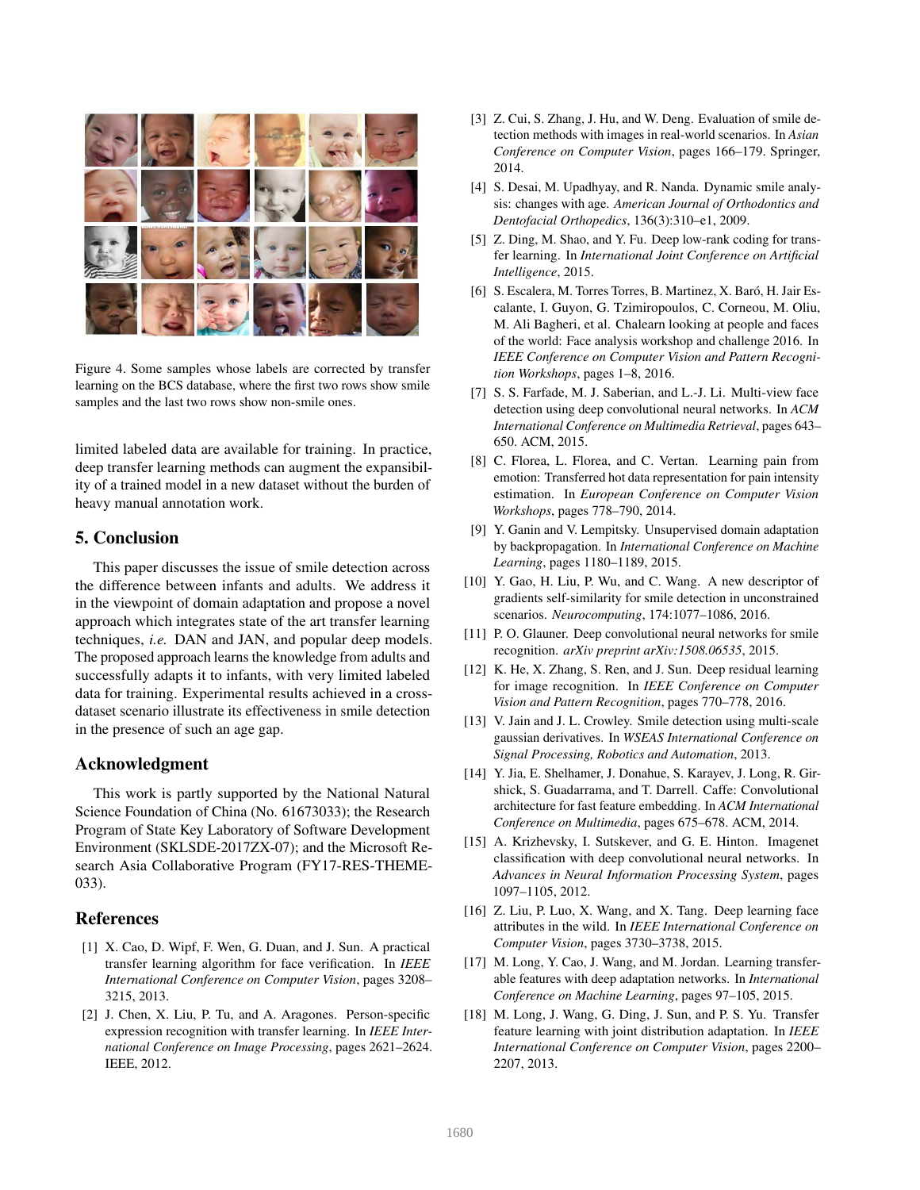Figure 4. Some samples whose labels are corrected by transfer learning on the BCS database, where the first two rows show smile samples and the last two rows show non-smile ones.

limited labeled data are available for training. In practice, deep transfer learning methods can augment the expansibility of a trained model in a new dataset without the burden of heavy manual annotation work.

## 5. Conclusion

This paper discusses the issue of smile detection across the difference between infants and adults. We address it in the viewpoint of domain adaptation and propose a novel approach which integrates state of the art transfer learning techniques, *i.e.* DAN and JAN, and popular deep models. The proposed approach learns the knowledge from adults and successfully adapts it to infants, with very limited labeled data for training. Experimental results achieved in a cross-dataset scenario illustrate its effectiveness in smile detection in the presence of such an age gap.

## Acknowledgment

This work is partly supported by the National Natural Science Foundation of China (No. 61673033); the Research Program of State Key Laboratory of Software Development Environment (SKLSDE-2017ZX-07); and the Microsoft Research Asia Collaborative Program (FY17-RES-THEME-033).

## References

[1] X. Cao, D. Wipf, F. Wen, G. Duan, and J. Sun. A practical transfer learning algorithm for face verification. In *IEEE International Conference on Computer Vision*, pages 3208–3215, 2013.

[2] J. Chen, X. Liu, P. Tu, and A. Aragones. Person-specific expression recognition with transfer learning. In *IEEE International Conference on Image Processing*, pages 2621–2624. IEEE, 2012.

[3] Z. Cui, S. Zhang, J. Hu, and W. Deng. Evaluation of smile detection methods with images in real-world scenarios. In *Asian Conference on Computer Vision*, pages 166–179. Springer, 2014.

[4] S. Desai, M. Upadhyay, and R. Nanda. Dynamic smile analysis: changes with age. *American Journal of Orthodontics and Dentofacial Orthopedics*, 136(3):310–e1, 2009.

[5] Z. Ding, M. Shao, and Y. Fu. Deep low-rank coding for transfer learning. In *International Joint Conference on Artificial Intelligence*, 2015.

[6] S. Escalera, M. Torres Torres, B. Martinez, X. Baró, H. Jair Escalante, I. Guyon, G. Tzimiropoulos, C. Corneou, M. Oliu, M. Ali Bagheri, et al. Chalearn looking at people and faces of the world: Face analysis workshop and challenge 2016. In *IEEE Conference on Computer Vision and Pattern Recognition Workshops*, pages 1–8, 2016.

[7] S. S. Farfade, M. J. Saberian, and L.-J. Li. Multi-view face detection using deep convolutional neural networks. In *ACM International Conference on Multimedia Retrieval*, pages 643–650. ACM, 2015.

[8] C. Florea, L. Florea, and C. Vertan. Learning pain from emotion: Transferred hot data representation for pain intensity estimation. In *European Conference on Computer Vision Workshops*, pages 778–790, 2014.

[9] Y. Ganin and V. Lempitsky. Unsupervised domain adaptation by backpropagation. In *International Conference on Machine Learning*, pages 1180–1189, 2015.

[10] Y. Gao, H. Liu, P. Wu, and C. Wang. A new descriptor of gradients self-similarity for smile detection in unconstrained scenarios. *Neurocomputing*, 174:1077–1086, 2016.

[11] P. O. Glauner. Deep convolutional neural networks for smile recognition. *arXiv preprint arXiv:1508.06535*, 2015.

[12] K. He, X. Zhang, S. Ren, and J. Sun. Deep residual learning for image recognition. In *IEEE Conference on Computer Vision and Pattern Recognition*, pages 770–778, 2016.

[13] V. Jain and J. L. Crowley. Smile detection using multi-scale gaussian derivatives. In *WSEAS International Conference on Signal Processing, Robotics and Automation*, 2013.

[14] Y. Jia, E. Shelhamer, J. Donahue, S. Karayev, J. Long, R. Girshick, S. Guadarrama, and T. Darrell. Caffe: Convolutional architecture for fast feature embedding. In *ACM International Conference on Multimedia*, pages 675–678. ACM, 2014.

[15] A. Krizhevsky, I. Sutskever, and G. E. Hinton. Imagenet classification with deep convolutional neural networks. In *Advances in Neural Information Processing System*, pages 1097–1105, 2012.

[16] Z. Liu, P. Luo, X. Wang, and X. Tang. Deep learning face attributes in the wild. In *IEEE International Conference on Computer Vision*, pages 3730–3738, 2015.

[17] M. Long, Y. Cao, J. Wang, and M. Jordan. Learning transferable features with deep adaptation networks. In *International Conference on Machine Learning*, pages 97–105, 2015.

[18] M. Long, J. Wang, G. Ding, J. Sun, and P. S. Yu. Transfer feature learning with joint distribution adaptation. In *IEEE International Conference on Computer Vision*, pages 2200–2207, 2013.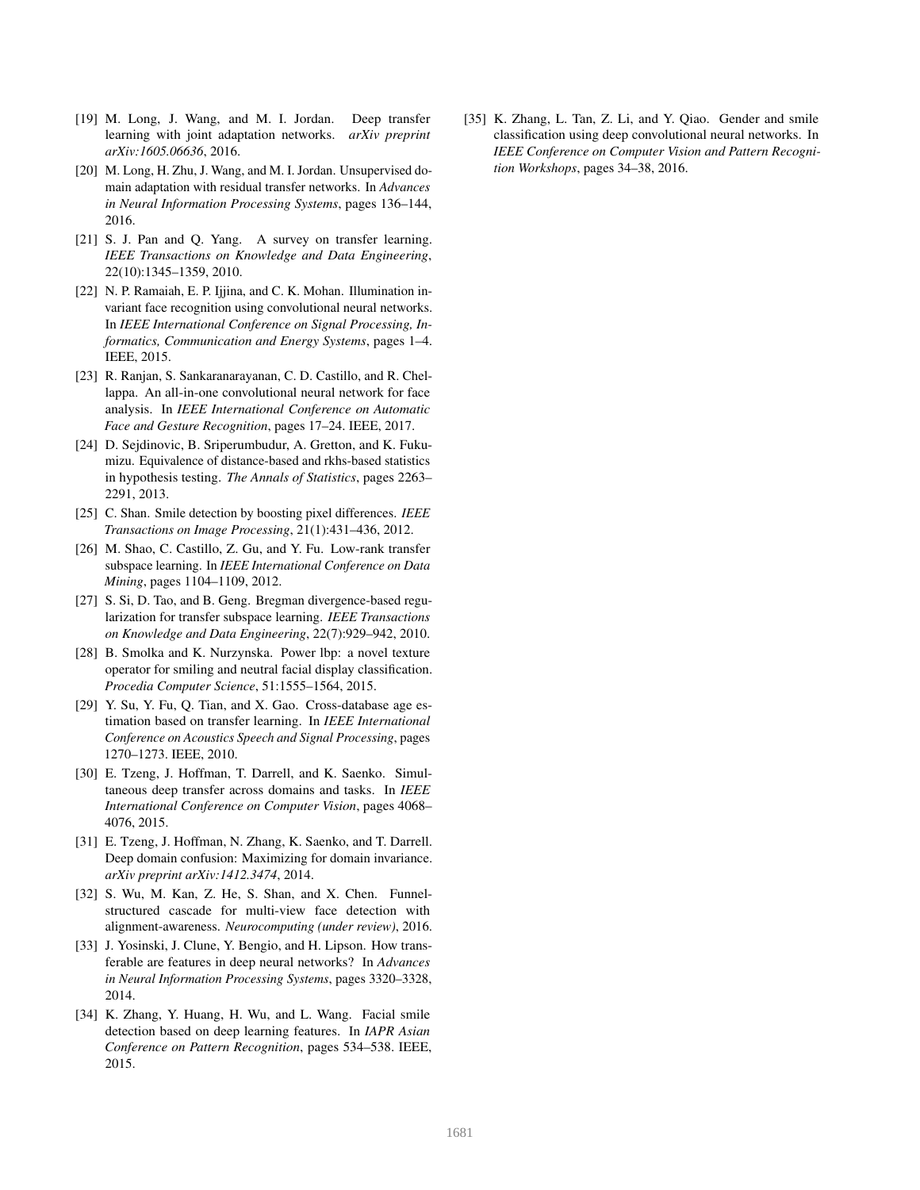[19] M. Long, J. Wang, and M. I. Jordan. Deep transfer learning with joint adaptation networks. *arXiv preprint arXiv:1605.06636*, 2016.

[20] M. Long, H. Zhu, J. Wang, and M. I. Jordan. Unsupervised domain adaptation with residual transfer networks. In *Advances in Neural Information Processing Systems*, pages 136–144, 2016.

[21] S. J. Pan and Q. Yang. A survey on transfer learning. *IEEE Transactions on Knowledge and Data Engineering*, 22(10):1345–1359, 2010.

[22] N. P. Ramaiah, E. P. Ijjina, and C. K. Mohan. Illumination invariant face recognition using convolutional neural networks. In *IEEE International Conference on Signal Processing, Informatics, Communication and Energy Systems*, pages 1–4. IEEE, 2015.

[23] R. Ranjan, S. Sankaranarayanan, C. D. Castillo, and R. Chellappa. An all-in-one convolutional neural network for face analysis. In *IEEE International Conference on Automatic Face and Gesture Recognition*, pages 17–24. IEEE, 2017.

[24] D. Sejdinovic, B. Sriperumbudur, A. Gretton, and K. Fukumizu. Equivalence of distance-based and rkhs-based statistics in hypothesis testing. *The Annals of Statistics*, pages 2263–2291, 2013.

[25] C. Shan. Smile detection by boosting pixel differences. *IEEE Transactions on Image Processing*, 21(1):431–436, 2012.

[26] M. Shao, C. Castillo, Z. Gu, and Y. Fu. Low-rank transfer subspace learning. In *IEEE International Conference on Data Mining*, pages 1104–1109, 2012.

[27] S. Si, D. Tao, and B. Geng. Bregman divergence-based regularization for transfer subspace learning. *IEEE Transactions on Knowledge and Data Engineering*, 22(7):929–942, 2010.

[28] B. Smolka and K. Nurzynska. Power lbp: a novel texture operator for smiling and neutral facial display classification. *Procedia Computer Science*, 51:1555–1564, 2015.

[29] Y. Su, Y. Fu, Q. Tian, and X. Gao. Cross-database age estimation based on transfer learning. In *IEEE International Conference on Acoustics Speech and Signal Processing*, pages 1270–1273. IEEE, 2010.

[30] E. Tzeng, J. Hoffman, T. Darrell, and K. Saenko. Simultaneous deep transfer across domains and tasks. In *IEEE International Conference on Computer Vision*, pages 4068–4076, 2015.

[31] E. Tzeng, J. Hoffman, N. Zhang, K. Saenko, and T. Darrell. Deep domain confusion: Maximizing for domain invariance. *arXiv preprint arXiv:1412.3474*, 2014.

[32] S. Wu, M. Kan, Z. He, S. Shan, and X. Chen. Funnel-structured cascade for multi-view face detection with alignment-awareness. *Neurocomputing (under review)*, 2016.

[33] J. Yosinski, J. Clune, Y. Bengio, and H. Lipson. How transferable are features in deep neural networks? In *Advances in Neural Information Processing Systems*, pages 3320–3328, 2014.

[34] K. Zhang, Y. Huang, H. Wu, and L. Wang. Facial smile detection based on deep learning features. In *IAPR Asian Conference on Pattern Recognition*, pages 534–538. IEEE, 2015.

[35] K. Zhang, L. Tan, Z. Li, and Y. Qiao. Gender and smile classification using deep convolutional neural networks. In *IEEE Conference on Computer Vision and Pattern Recognition Workshops*, pages 34–38, 2016.